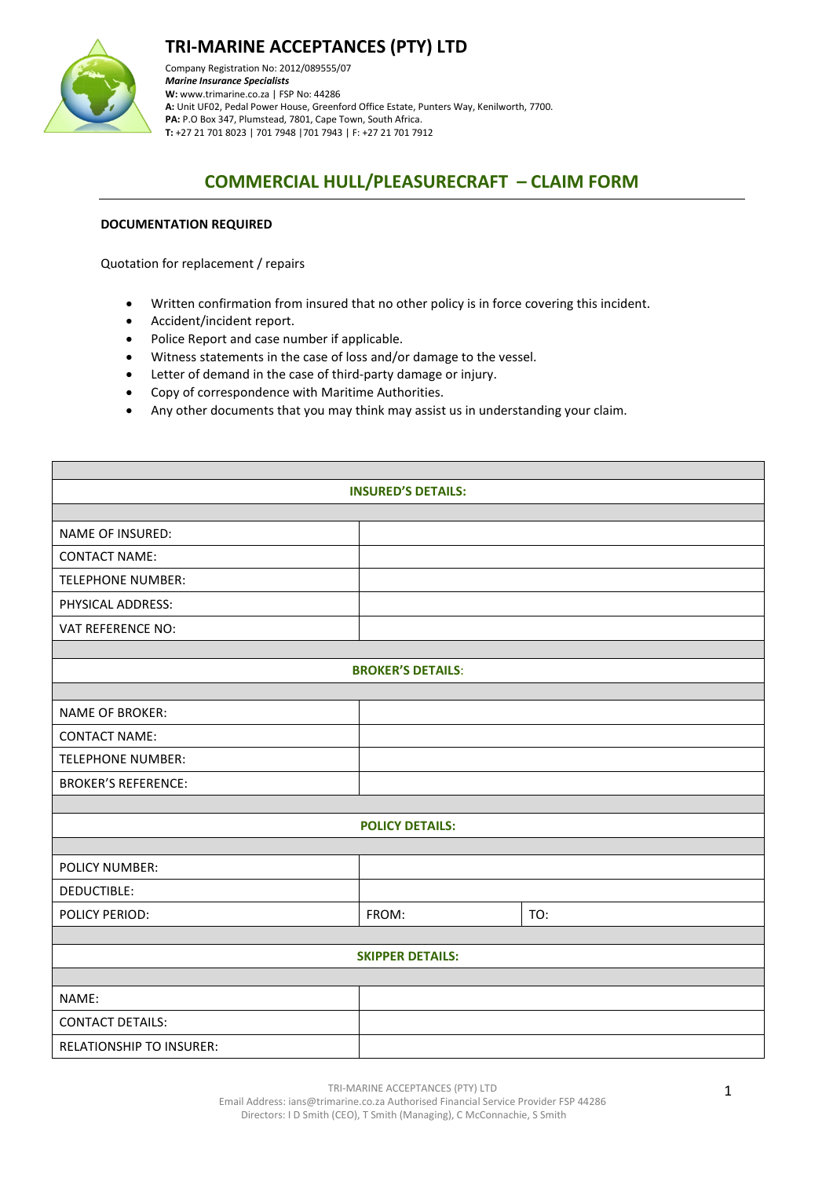# TRI-MARINE ACCEPTANCES (PTY) LTD

Company Registration No: 2012/089555/07
***Marine Insurance Specialists***
**W:** www.trimarine.co.za | FSP No: 44286
**A:** Unit UF02, Pedal Power House, Greenford Office Estate, Punters Way, Kenilworth, 7700.
**PA:** P.O Box 347, Plumstead, 7801, Cape Town, South Africa.
**T:** +27 21 701 8023 | 701 7948 |701 7943 | F: +27 21 701 7912

## COMMERCIAL HULL/PLEASURECRAFT – CLAIM FORM

**DOCUMENTATION REQUIRED**

Quotation for replacement / repairs

- Written confirmation from insured that no other policy is in force covering this incident.
- Accident/incident report.
- Police Report and case number if applicable.
- Witness statements in the case of loss and/or damage to the vessel.
- Letter of demand in the case of third-party damage or injury.
- Copy of correspondence with Maritime Authorities.
- Any other documents that you may think may assist us in understanding your claim.

| | | |
|---|---|---|
| **INSURED'S DETAILS:** | | |
| NAME OF INSURED: | | |
| CONTACT NAME: | | |
| TELEPHONE NUMBER: | | |
| PHYSICAL ADDRESS: | | |
| VAT REFERENCE NO: | | |
| **BROKER'S DETAILS:** | | |
| NAME OF BROKER: | | |
| CONTACT NAME: | | |
| TELEPHONE NUMBER: | | |
| BROKER'S REFERENCE: | | |
| **POLICY DETAILS:** | | |
| POLICY NUMBER: | | |
| DEDUCTIBLE: | | |
| POLICY PERIOD: | FROM: | TO: |
| **SKIPPER DETAILS:** | | |
| NAME: | | |
| CONTACT DETAILS: | | |
| RELATIONSHIP TO INSURER: | | |

TRI-MARINE ACCEPTANCES (PTY) LTD
Email Address: ians@trimarine.co.za Authorised Financial Service Provider FSP 44286
Directors: I D Smith (CEO), T Smith (Managing), C McConnachie, S Smith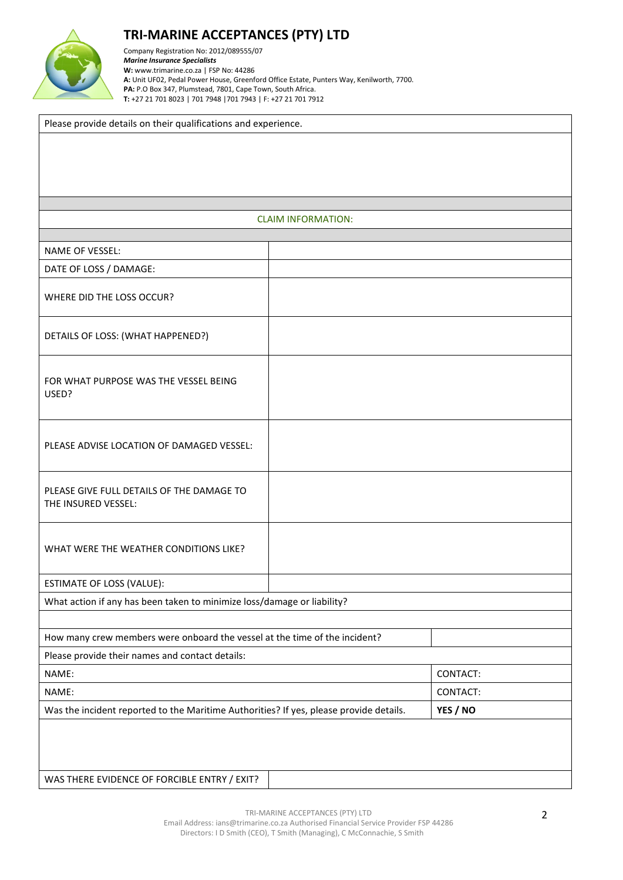# TRI-MARINE ACCEPTANCES (PTY) LTD

Company Registration No: 2012/089555/07
***Marine Insurance Specialists***
**W:** www.trimarine.co.za | FSP No: 44286
**A:** Unit UF02, Pedal Power House, Greenford Office Estate, Punters Way, Kenilworth, 7700.
**PA:** P.O Box 347, Plumstead, 7801, Cape Town, South Africa.
**T:** +27 21 701 8023 | 701 7948 |701 7943 | F: +27 21 701 7912

| Please provide details on their qualifications and experience. | |
|---|---|
| | |

| CLAIM INFORMATION: | |
|---|---|
| NAME OF VESSEL: | |
| DATE OF LOSS / DAMAGE: | |
| WHERE DID THE LOSS OCCUR? | |
| DETAILS OF LOSS: (WHAT HAPPENED?) | |
| FOR WHAT PURPOSE WAS THE VESSEL BEING USED? | |
| PLEASE ADVISE LOCATION OF DAMAGED VESSEL: | |
| PLEASE GIVE FULL DETAILS OF THE DAMAGE TO THE INSURED VESSEL: | |
| WHAT WERE THE WEATHER CONDITIONS LIKE? | |
| ESTIMATE OF LOSS (VALUE): | |
| What action if any has been taken to minimize loss/damage or liability? | |
| | |

| How many crew members were onboard the vessel at the time of the incident? | |
|---|---|
| Please provide their names and contact details: | |
| NAME: | CONTACT: |
| NAME: | CONTACT: |
| Was the incident reported to the Maritime Authorities? If yes, please provide details. | **YES / NO** |
| | |

| WAS THERE EVIDENCE OF FORCIBLE ENTRY / EXIT? | |
|---|---|

TRI-MARINE ACCEPTANCES (PTY) LTD
Email Address: ians@trimarine.co.za Authorised Financial Service Provider FSP 44286
Directors: I D Smith (CEO), T Smith (Managing), C McConnachie, S Smith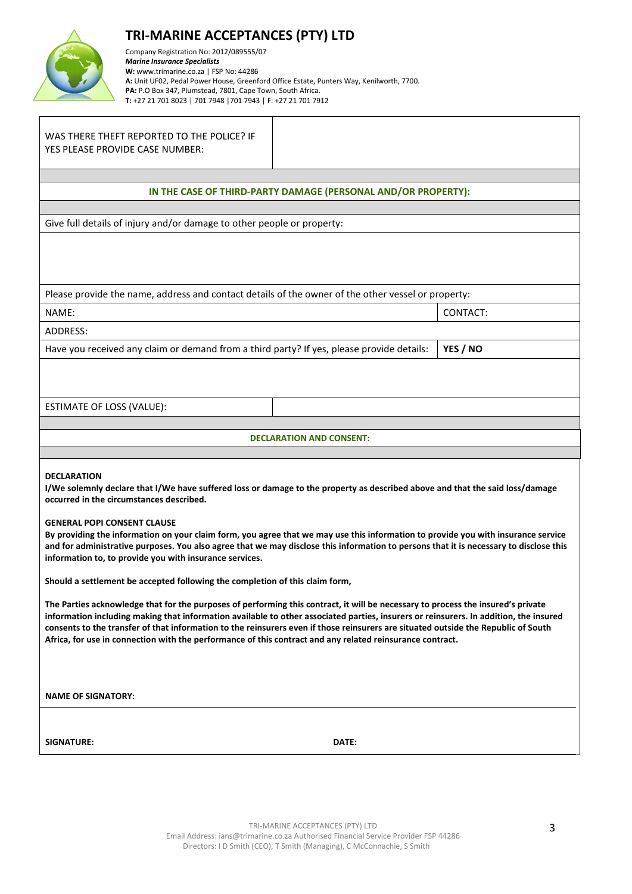# TRI-MARINE ACCEPTANCES (PTY) LTD

Company Registration No: 2012/089555/07
***Marine Insurance Specialists***
**W:** www.trimarine.co.za | FSP No: 44286
**A:** Unit UF02, Pedal Power House, Greenford Office Estate, Punters Way, Kenilworth, 7700.
**PA:** P.O Box 347, Plumstead, 7801, Cape Town, South Africa.
**T:** +27 21 701 8023 | 701 7948 |701 7943 | F: +27 21 701 7912

| | |
|---|---|
| WAS THERE THEFT REPORTED TO THE POLICE? IF YES PLEASE PROVIDE CASE NUMBER: | |

**IN THE CASE OF THIRD-PARTY DAMAGE (PERSONAL AND/OR PROPERTY):**

| | |
|---|---|
| Give full details of injury and/or damage to other people or property: | |
| | |
| Please provide the name, address and contact details of the owner of the other vessel or property: | |
| NAME: | CONTACT: |
| ADDRESS: | |
| Have you received any claim or demand from a third party? If yes, please provide details: | **YES / NO** |
| | |
| ESTIMATE OF LOSS (VALUE): | |

**DECLARATION AND CONSENT:**

**DECLARATION**
**I/We solemnly declare that I/We have suffered loss or damage to the property as described above and that the said loss/damage occurred in the circumstances described.**

**GENERAL POPI CONSENT CLAUSE**
**By providing the information on your claim form, you agree that we may use this information to provide you with insurance service and for administrative purposes. You also agree that we may disclose this information to persons that it is necessary to disclose this information to, to provide you with insurance services.**

**Should a settlement be accepted following the completion of this claim form,**

**The Parties acknowledge that for the purposes of performing this contract, it will be necessary to process the insured's private information including making that information available to other associated parties, insurers or reinsurers. In addition, the insured consents to the transfer of that information to the reinsurers even if those reinsurers are situated outside the Republic of South Africa, for use in connection with the performance of this contract and any related reinsurance contract.**

**NAME OF SIGNATORY:**

**SIGNATURE:** **DATE:**

TRI-MARINE ACCEPTANCES (PTY) LTD
Email Address: ians@trimarine.co.za Authorised Financial Service Provider FSP 44286
Directors: I D Smith (CEO), T Smith (Managing), C McConnachie, S Smith